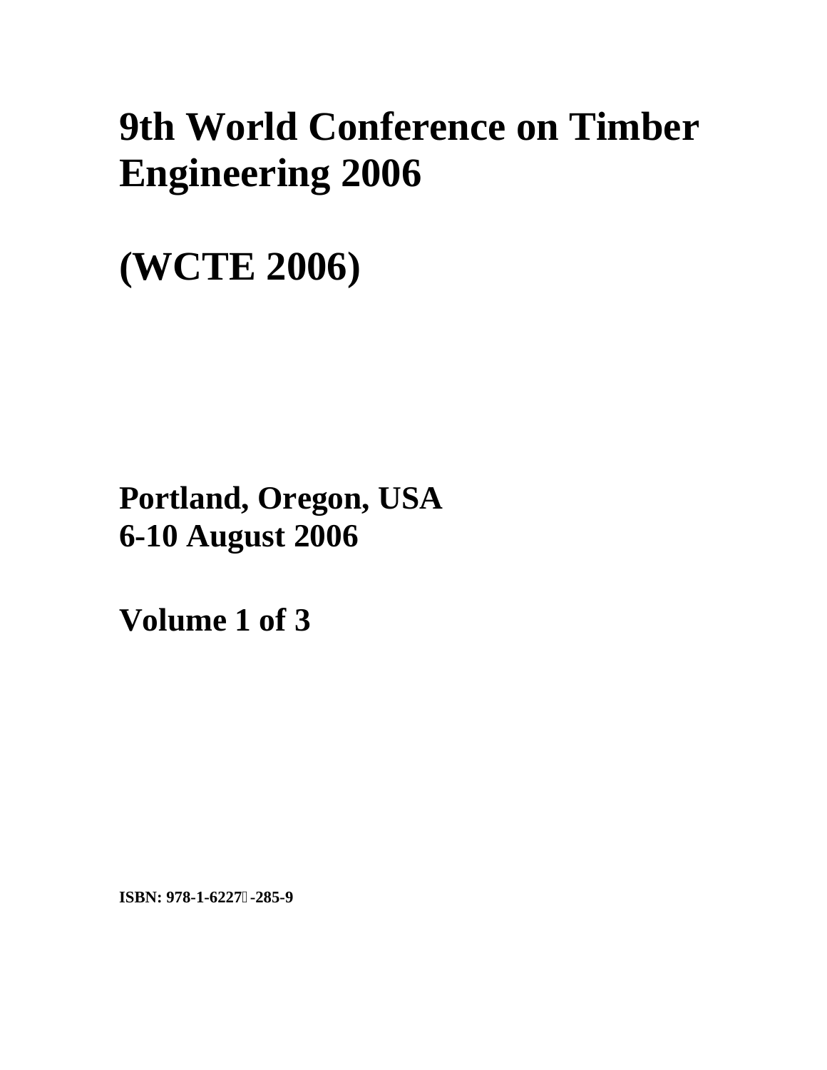# 9th World Conference on Timber Engineering 2006

# (WCTE 2006)

**Portland, Oregon, USA**
**6-10 August 2006**

**Volume 1 of 3**

**ISBN: 978-1-6227�-285-9**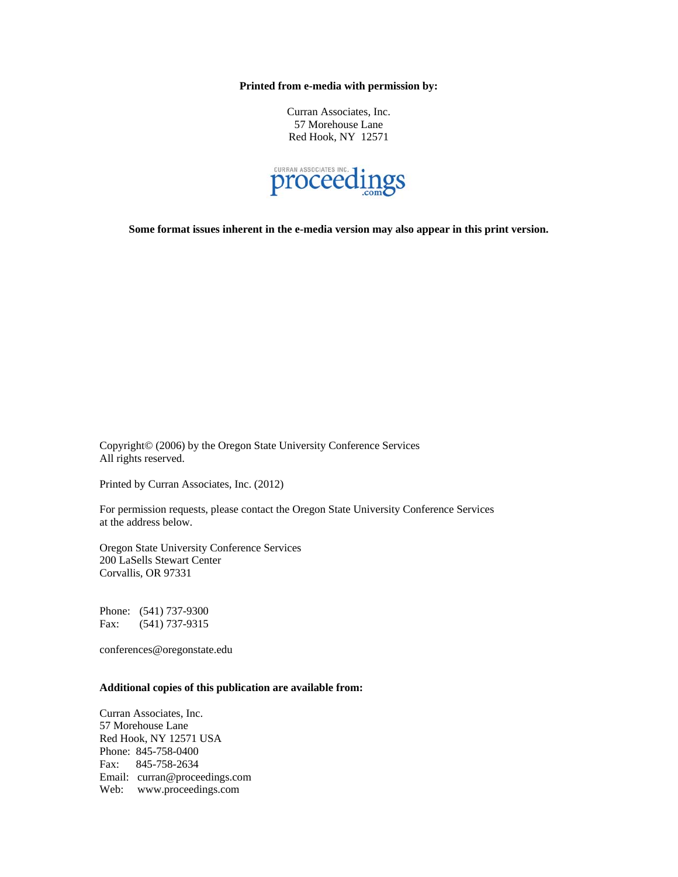**Printed from e-media with permission by:**

Curran Associates, Inc.
57 Morehouse Lane
Red Hook, NY 12571

CURRAN ASSOCIATES INC. proceedings .com

**Some format issues inherent in the e-media version may also appear in this print version.**

Copyright© (2006) by the Oregon State University Conference Services
All rights reserved.

Printed by Curran Associates, Inc. (2012)

For permission requests, please contact the Oregon State University Conference Services at the address below.

Oregon State University Conference Services
200 LaSells Stewart Center
Corvallis, OR 97331

Phone: (541) 737-9300
Fax: (541) 737-9315

conferences@oregonstate.edu

**Additional copies of this publication are available from:**

Curran Associates, Inc.
57 Morehouse Lane
Red Hook, NY 12571 USA
Phone: 845-758-0400
Fax: 845-758-2634
Email: curran@proceedings.com
Web: www.proceedings.com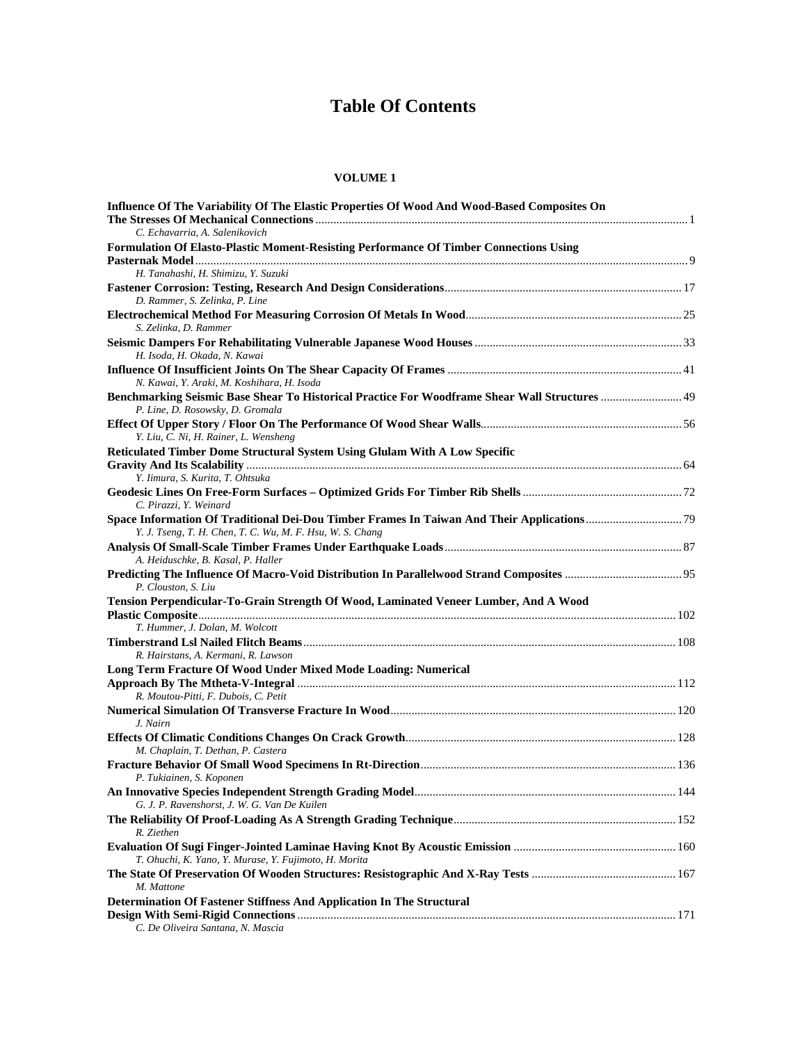# Table Of Contents

## VOLUME 1

**Influence Of The Variability Of The Elastic Properties Of Wood And Wood-Based Composites On The Stresses Of Mechanical Connections** ........ 1
*C. Echavarria, A. Salenikovich*

**Formulation Of Elasto-Plastic Moment-Resisting Performance Of Timber Connections Using Pasternak Model** ........ 9
*H. Tanahashi, H. Shimizu, Y. Suzuki*

**Fastener Corrosion: Testing, Research And Design Considerations** ........ 17
*D. Rammer, S. Zelinka, P. Line*

**Electrochemical Method For Measuring Corrosion Of Metals In Wood** ........ 25
*S. Zelinka, D. Rammer*

**Seismic Dampers For Rehabilitating Vulnerable Japanese Wood Houses** ........ 33
*H. Isoda, H. Okada, N. Kawai*

**Influence Of Insufficient Joints On The Shear Capacity Of Frames** ........ 41
*N. Kawai, Y. Araki, M. Koshihara, H. Isoda*

**Benchmarking Seismic Base Shear To Historical Practice For Woodframe Shear Wall Structures** ........ 49
*P. Line, D. Rosowsky, D. Gromala*

**Effect Of Upper Story / Floor On The Performance Of Wood Shear Walls** ........ 56
*Y. Liu, C. Ni, H. Rainer, L. Wensheng*

**Reticulated Timber Dome Structural System Using Glulam With A Low Specific Gravity And Its Scalability** ........ 64
*Y. Iimura, S. Kurita, T. Ohtsuka*

**Geodesic Lines On Free-Form Surfaces – Optimized Grids For Timber Rib Shells** ........ 72
*C. Pirazzi, Y. Weinard*

**Space Information Of Traditional Dei-Dou Timber Frames In Taiwan And Their Applications** ........ 79
*Y. J. Tseng, T. H. Chen, T. C. Wu, M. F. Hsu, W. S. Chang*

**Analysis Of Small-Scale Timber Frames Under Earthquake Loads** ........ 87
*A. Heiduschke, B. Kasal, P. Haller*

**Predicting The Influence Of Macro-Void Distribution In Parallelwood Strand Composites** ........ 95
*P. Clouston, S. Liu*

**Tension Perpendicular-To-Grain Strength Of Wood, Laminated Veneer Lumber, And A Wood Plastic Composite** ........ 102
*T. Hummer, J. Dolan, M. Wolcott*

**Timberstrand Lsl Nailed Flitch Beams** ........ 108
*R. Hairstans, A. Kermani, R. Lawson*

**Long Term Fracture Of Wood Under Mixed Mode Loading: Numerical Approach By The Mtheta-V-Integral** ........ 112
*R. Moutou-Pitti, F. Dubois, C. Petit*

**Numerical Simulation Of Transverse Fracture In Wood** ........ 120
*J. Nairn*

**Effects Of Climatic Conditions Changes On Crack Growth** ........ 128
*M. Chaplain, T. Dethan, P. Castera*

**Fracture Behavior Of Small Wood Specimens In Rt-Direction** ........ 136
*P. Tukiainen, S. Koponen*

**An Innovative Species Independent Strength Grading Model** ........ 144
*G. J. P. Ravenshorst, J. W. G. Van De Kuilen*

**The Reliability Of Proof-Loading As A Strength Grading Technique** ........ 152
*R. Ziethen*

**Evaluation Of Sugi Finger-Jointed Laminae Having Knot By Acoustic Emission** ........ 160
*T. Ohuchi, K. Yano, Y. Murase, Y. Fujimoto, H. Morita*

**The State Of Preservation Of Wooden Structures: Resistographic And X-Ray Tests** ........ 167
*M. Mattone*

**Determination Of Fastener Stiffness And Application In The Structural Design With Semi-Rigid Connections** ........ 171
*C. De Oliveira Santana, N. Mascia*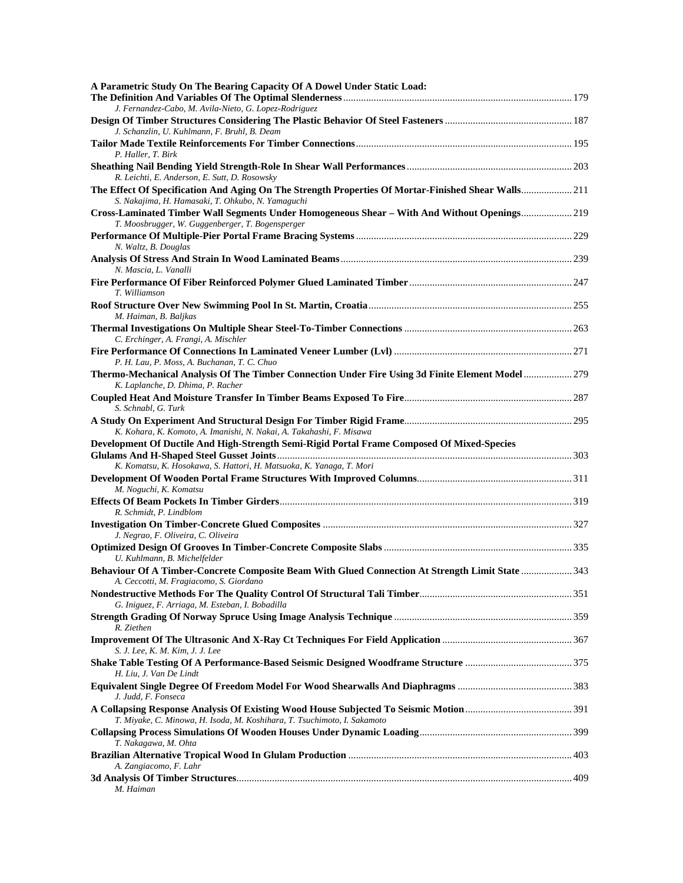**A Parametric Study On The Bearing Capacity Of A Dowel Under Static Load: The Definition And Variables Of The Optimal Slenderness** ........ 179
*J. Fernandez-Cabo, M. Avila-Nieto, G. Lopez-Rodriguez*

**Design Of Timber Structures Considering The Plastic Behavior Of Steel Fasteners** ........ 187
*J. Schanzlin, U. Kuhlmann, F. Bruhl, B. Deam*

**Tailor Made Textile Reinforcements For Timber Connections** ........ 195
*P. Haller, T. Birk*

**Sheathing Nail Bending Yield Strength-Role In Shear Wall Performances** ........ 203
*R. Leichti, E. Anderson, E. Sutt, D. Rosowsky*

**The Effect Of Specification And Aging On The Strength Properties Of Mortar-Finished Shear Walls** ........ 211
*S. Nakajima, H. Hamasaki, T. Ohkubo, N. Yamaguchi*

**Cross-Laminated Timber Wall Segments Under Homogeneous Shear – With And Without Openings** ........ 219
*T. Moosbrugger, W. Guggenberger, T. Bogensperger*

**Performance Of Multiple-Pier Portal Frame Bracing Systems** ........ 229
*N. Waltz, B. Douglas*

**Analysis Of Stress And Strain In Wood Laminated Beams** ........ 239
*N. Mascia, L. Vanalli*

**Fire Performance Of Fiber Reinforced Polymer Glued Laminated Timber** ........ 247
*T. Williamson*

**Roof Structure Over New Swimming Pool In St. Martin, Croatia** ........ 255
*M. Haiman, B. Baljkas*

**Thermal Investigations On Multiple Shear Steel-To-Timber Connections** ........ 263
*C. Erchinger, A. Frangi, A. Mischler*

**Fire Performance Of Connections In Laminated Veneer Lumber (Lvl)** ........ 271
*P. H. Lau, P. Moss, A. Buchanan, T. C. Chuo*

**Thermo-Mechanical Analysis Of The Timber Connection Under Fire Using 3d Finite Element Model** ........ 279
*K. Laplanche, D. Dhima, P. Racher*

**Coupled Heat And Moisture Transfer In Timber Beams Exposed To Fire** ........ 287
*S. Schnabl, G. Turk*

**A Study On Experiment And Structural Design For Timber Rigid Frame** ........ 295
*K. Kohara, K. Komoto, A. Imanishi, N. Nakai, A. Takahashi, F. Misawa*

**Development Of Ductile And High-Strength Semi-Rigid Portal Frame Composed Of Mixed-Species Glulams And H-Shaped Steel Gusset Joints** ........ 303
*K. Komatsu, K. Hosokawa, S. Hattori, H. Matsuoka, K. Yanaga, T. Mori*

**Development Of Wooden Portal Frame Structures With Improved Columns** ........ 311
*M. Noguchi, K. Komatsu*

**Effects Of Beam Pockets In Timber Girders** ........ 319
*R. Schmidt, P. Lindblom*

**Investigation On Timber-Concrete Glued Composites** ........ 327
*J. Negrao, F. Oliveira, C. Oliveira*

**Optimized Design Of Grooves In Timber-Concrete Composite Slabs** ........ 335
*U. Kuhlmann, B. Michelfelder*

**Behaviour Of A Timber-Concrete Composite Beam With Glued Connection At Strength Limit State** ........ 343
*A. Ceccotti, M. Fragiacomo, S. Giordano*

**Nondestructive Methods For The Quality Control Of Structural Tali Timber** ........ 351
*G. Iniguez, F. Arriaga, M. Esteban, I. Bobadilla*

**Strength Grading Of Norway Spruce Using Image Analysis Technique** ........ 359
*R. Ziethen*

**Improvement Of The Ultrasonic And X-Ray Ct Techniques For Field Application** ........ 367
*S. J. Lee, K. M. Kim, J. J. Lee*

**Shake Table Testing Of A Performance-Based Seismic Designed Woodframe Structure** ........ 375
*H. Liu, J. Van De Lindt*

**Equivalent Single Degree Of Freedom Model For Wood Shearwalls And Diaphragms** ........ 383
*J. Judd, F. Fonseca*

**A Collapsing Response Analysis Of Existing Wood House Subjected To Seismic Motion** ........ 391
*T. Miyake, C. Minowa, H. Isoda, M. Koshihara, T. Tsuchimoto, I. Sakamoto*

**Collapsing Process Simulations Of Wooden Houses Under Dynamic Loading** ........ 399
*T. Nakagawa, M. Ohta*

**Brazilian Alternative Tropical Wood In Glulam Production** ........ 403
*A. Zangiacomo, F. Lahr*

**3d Analysis Of Timber Structures** ........ 409
*M. Haiman*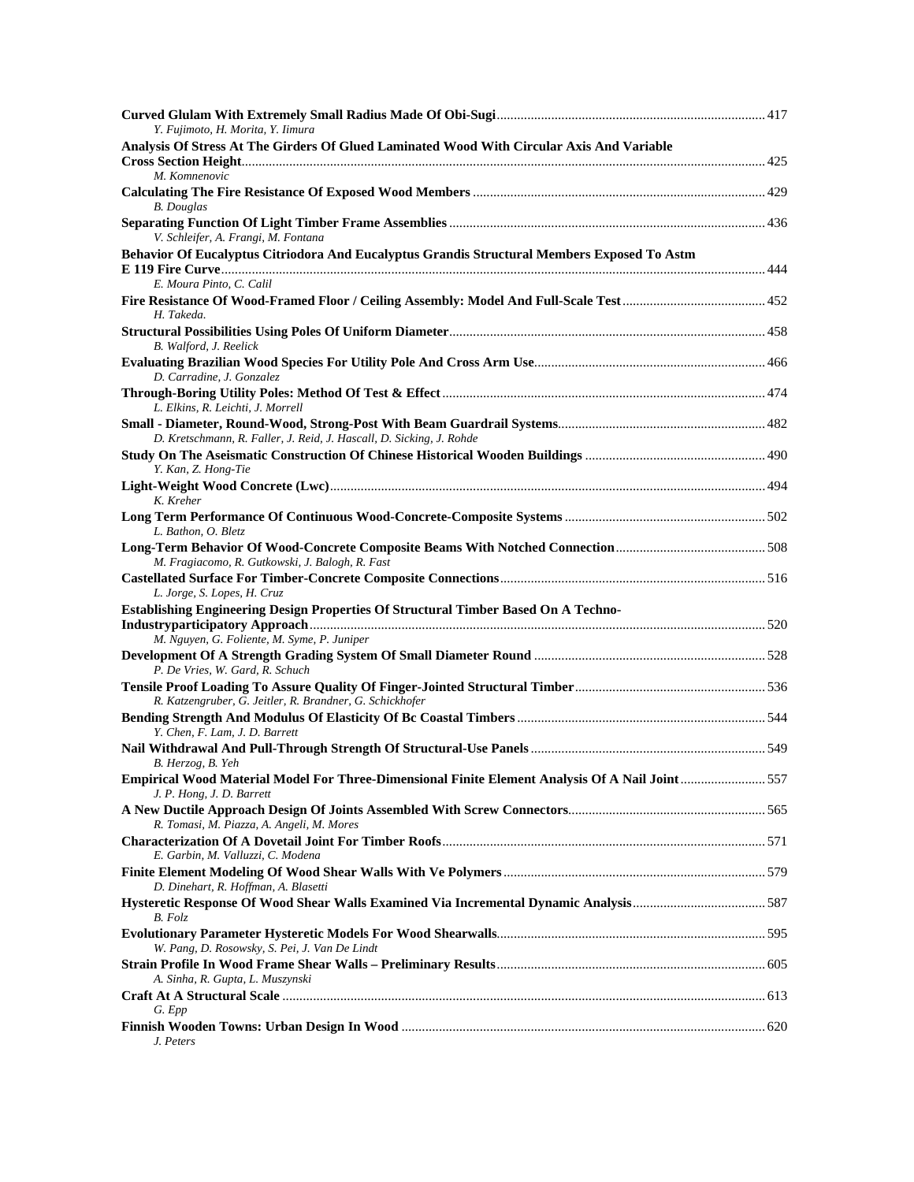**Curved Glulam With Extremely Small Radius Made Of Obi-Sugi** .......... 417
*Y. Fujimoto, H. Morita, Y. Iimura*

**Analysis Of Stress At The Girders Of Glued Laminated Wood With Circular Axis And Variable Cross Section Height** .......... 425
*M. Komnenovic*

**Calculating The Fire Resistance Of Exposed Wood Members** .......... 429
*B. Douglas*

**Separating Function Of Light Timber Frame Assemblies** .......... 436
*V. Schleifer, A. Frangi, M. Fontana*

**Behavior Of Eucalyptus Citriodora And Eucalyptus Grandis Structural Members Exposed To Astm E 119 Fire Curve** .......... 444
*E. Moura Pinto, C. Calil*

**Fire Resistance Of Wood-Framed Floor / Ceiling Assembly: Model And Full-Scale Test** .......... 452
*H. Takeda.*

**Structural Possibilities Using Poles Of Uniform Diameter** .......... 458
*B. Walford, J. Reelick*

**Evaluating Brazilian Wood Species For Utility Pole And Cross Arm Use** .......... 466
*D. Carradine, J. Gonzalez*

**Through-Boring Utility Poles: Method Of Test & Effect** .......... 474
*L. Elkins, R. Leichti, J. Morrell*

**Small - Diameter, Round-Wood, Strong-Post With Beam Guardrail Systems** .......... 482
*D. Kretschmann, R. Faller, J. Reid, J. Hascall, D. Sicking, J. Rohde*

**Study On The Aseismatic Construction Of Chinese Historical Wooden Buildings** .......... 490
*Y. Kan, Z. Hong-Tie*

**Light-Weight Wood Concrete (Lwc)** .......... 494
*K. Kreher*

**Long Term Performance Of Continuous Wood-Concrete-Composite Systems** .......... 502
*L. Bathon, O. Bletz*

**Long-Term Behavior Of Wood-Concrete Composite Beams With Notched Connection** .......... 508
*M. Fragiacomo, R. Gutkowski, J. Balogh, R. Fast*

**Castellated Surface For Timber-Concrete Composite Connections** .......... 516
*L. Jorge, S. Lopes, H. Cruz*

**Establishing Engineering Design Properties Of Structural Timber Based On A Techno-Industryparticipatory Approach** .......... 520
*M. Nguyen, G. Foliente, M. Syme, P. Juniper*

**Development Of A Strength Grading System Of Small Diameter Round** .......... 528
*P. De Vries, W. Gard, R. Schuch*

**Tensile Proof Loading To Assure Quality Of Finger-Jointed Structural Timber** .......... 536
*R. Katzengruber, G. Jeitler, R. Brandner, G. Schickhofer*

**Bending Strength And Modulus Of Elasticity Of Bc Coastal Timbers** .......... 544
*Y. Chen, F. Lam, J. D. Barrett*

**Nail Withdrawal And Pull-Through Strength Of Structural-Use Panels** .......... 549
*B. Herzog, B. Yeh*

**Empirical Wood Material Model For Three-Dimensional Finite Element Analysis Of A Nail Joint** .......... 557
*J. P. Hong, J. D. Barrett*

**A New Ductile Approach Design Of Joints Assembled With Screw Connectors** .......... 565
*R. Tomasi, M. Piazza, A. Angeli, M. Mores*

**Characterization Of A Dovetail Joint For Timber Roofs** .......... 571
*E. Garbin, M. Valluzzi, C. Modena*

**Finite Element Modeling Of Wood Shear Walls With Ve Polymers** .......... 579
*D. Dinehart, R. Hoffman, A. Blasetti*

**Hysteretic Response Of Wood Shear Walls Examined Via Incremental Dynamic Analysis** .......... 587
*B. Folz*

**Evolutionary Parameter Hysteretic Models For Wood Shearwalls** .......... 595
*W. Pang, D. Rosowsky, S. Pei, J. Van De Lindt*

**Strain Profile In Wood Frame Shear Walls – Preliminary Results** .......... 605
*A. Sinha, R. Gupta, L. Muszynski*

**Craft At A Structural Scale** .......... 613
*G. Epp*

**Finnish Wooden Towns: Urban Design In Wood** .......... 620
*J. Peters*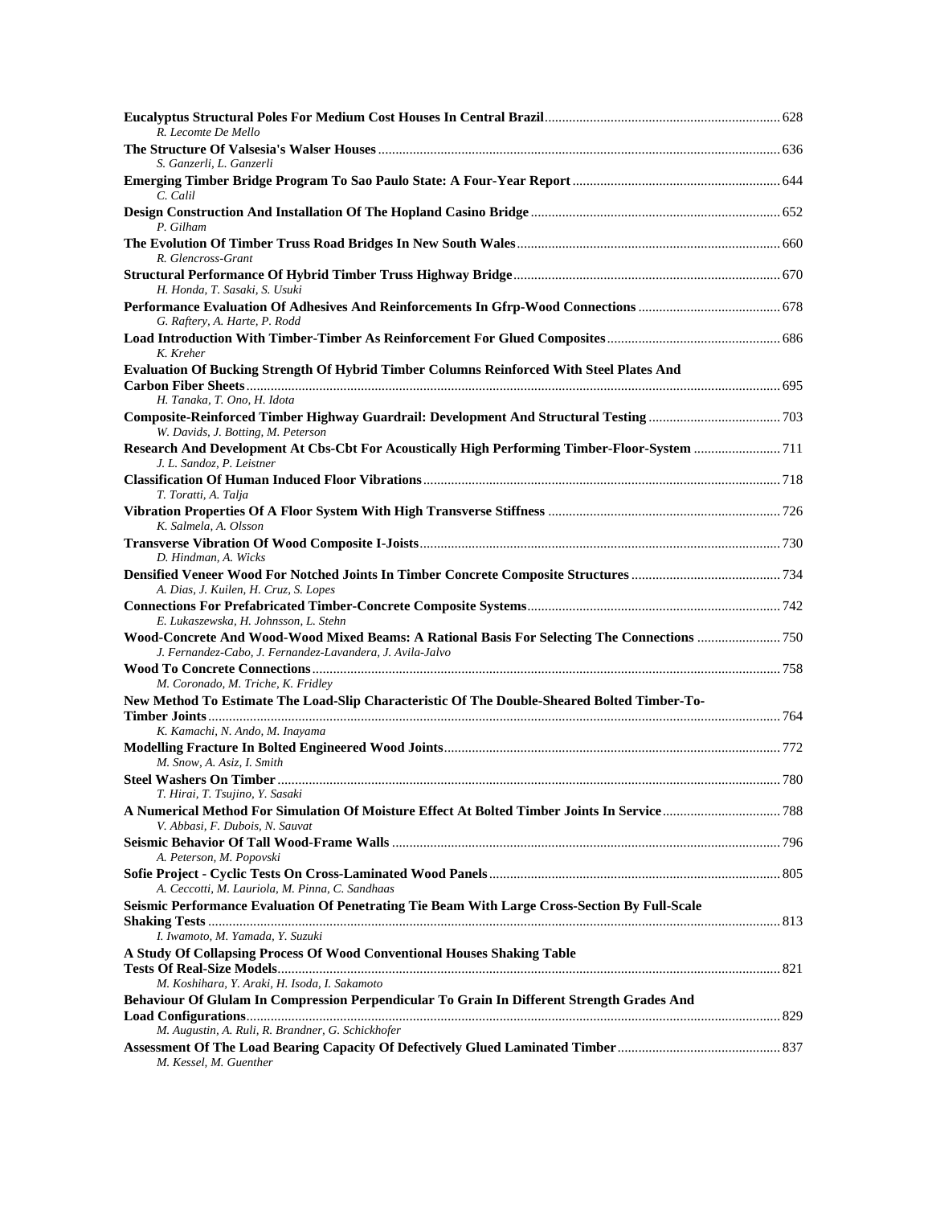**Eucalyptus Structural Poles For Medium Cost Houses In Central Brazil** ... 628
*R. Lecomte De Mello*

**The Structure Of Valsesia's Walser Houses** ... 636
*S. Ganzerli, L. Ganzerli*

**Emerging Timber Bridge Program To Sao Paulo State: A Four-Year Report** ... 644
*C. Calil*

**Design Construction And Installation Of The Hopland Casino Bridge** ... 652
*P. Gilham*

**The Evolution Of Timber Truss Road Bridges In New South Wales** ... 660
*R. Glencross-Grant*

**Structural Performance Of Hybrid Timber Truss Highway Bridge** ... 670
*H. Honda, T. Sasaki, S. Usuki*

**Performance Evaluation Of Adhesives And Reinforcements In Gfrp-Wood Connections** ... 678
*G. Raftery, A. Harte, P. Rodd*

**Load Introduction With Timber-Timber As Reinforcement For Glued Composites** ... 686
*K. Kreher*

**Evaluation Of Bucking Strength Of Hybrid Timber Columns Reinforced With Steel Plates And Carbon Fiber Sheets** ... 695
*H. Tanaka, T. Ono, H. Idota*

**Composite-Reinforced Timber Highway Guardrail: Development And Structural Testing** ... 703
*W. Davids, J. Botting, M. Peterson*

**Research And Development At Cbs-Cbt For Acoustically High Performing Timber-Floor-System** ... 711
*J. L. Sandoz, P. Leistner*

**Classification Of Human Induced Floor Vibrations** ... 718
*T. Toratti, A. Talja*

**Vibration Properties Of A Floor System With High Transverse Stiffness** ... 726
*K. Salmela, A. Olsson*

**Transverse Vibration Of Wood Composite I-Joists** ... 730
*D. Hindman, A. Wicks*

**Densified Veneer Wood For Notched Joints In Timber Concrete Composite Structures** ... 734
*A. Dias, J. Kuilen, H. Cruz, S. Lopes*

**Connections For Prefabricated Timber-Concrete Composite Systems** ... 742
*E. Lukaszewska, H. Johnsson, L. Stehn*

**Wood-Concrete And Wood-Wood Mixed Beams: A Rational Basis For Selecting The Connections** ... 750
*J. Fernandez-Cabo, J. Fernandez-Lavandera, J. Avila-Jalvo*

**Wood To Concrete Connections** ... 758
*M. Coronado, M. Triche, K. Fridley*

**New Method To Estimate The Load-Slip Characteristic Of The Double-Sheared Bolted Timber-To-Timber Joints** ... 764
*K. Kamachi, N. Ando, M. Inayama*

**Modelling Fracture In Bolted Engineered Wood Joints** ... 772
*M. Snow, A. Asiz, I. Smith*

**Steel Washers On Timber** ... 780
*T. Hirai, T. Tsujino, Y. Sasaki*

**A Numerical Method For Simulation Of Moisture Effect At Bolted Timber Joints In Service** ... 788
*V. Abbasi, F. Dubois, N. Sauvat*

**Seismic Behavior Of Tall Wood-Frame Walls** ... 796
*A. Peterson, M. Popovski*

**Sofie Project - Cyclic Tests On Cross-Laminated Wood Panels** ... 805
*A. Ceccotti, M. Lauriola, M. Pinna, C. Sandhaas*

**Seismic Performance Evaluation Of Penetrating Tie Beam With Large Cross-Section By Full-Scale Shaking Tests** ... 813
*I. Iwamoto, M. Yamada, Y. Suzuki*

**A Study Of Collapsing Process Of Wood Conventional Houses Shaking Table Tests Of Real-Size Models** ... 821
*M. Koshihara, Y. Araki, H. Isoda, I. Sakamoto*

**Behaviour Of Glulam In Compression Perpendicular To Grain In Different Strength Grades And Load Configurations** ... 829
*M. Augustin, A. Ruli, R. Brandner, G. Schickhofer*

**Assessment Of The Load Bearing Capacity Of Defectively Glued Laminated Timber** ... 837
*M. Kessel, M. Guenther*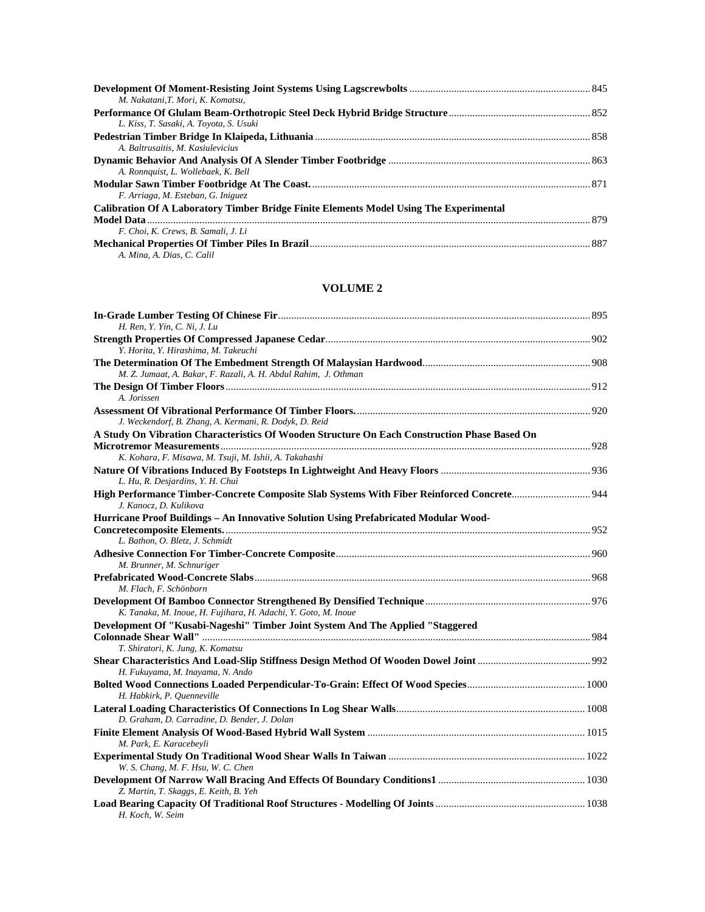**Development Of Moment-Resisting Joint Systems Using Lagscrewbolts** .................... 845
*M. Nakatani,T. Mori, K. Komatsu,*

**Performance Of Glulam Beam-Orthotropic Steel Deck Hybrid Bridge Structure** .................... 852
*L. Kiss, T. Sasaki, A. Toyota, S. Usuki*

**Pedestrian Timber Bridge In Klaipeda, Lithuania** .................... 858
*A. Baltrusaitis, M. Kasiulevicius*

**Dynamic Behavior And Analysis Of A Slender Timber Footbridge** .................... 863
*A. Ronnquist, L. Wollebaek, K. Bell*

**Modular Sawn Timber Footbridge At The Coast.** .................... 871
*F. Arriaga, M. Esteban, G. Iniguez*

**Calibration Of A Laboratory Timber Bridge Finite Elements Model Using The Experimental Model Data** .................... 879
*F. Choi, K. Crews, B. Samali, J. Li*

**Mechanical Properties Of Timber Piles In Brazil** .................... 887
*A. Mina, A. Dias, C. Calil*

## VOLUME 2

**In-Grade Lumber Testing Of Chinese Fir** .................... 895
*H. Ren, Y. Yin, C. Ni, J. Lu*

**Strength Properties Of Compressed Japanese Cedar** .................... 902
*Y. Horita, Y. Hirashima, M. Takeuchi*

**The Determination Of The Embedment Strength Of Malaysian Hardwood** .................... 908
*M. Z. Jumaat, A. Bakar, F. Razali, A. H. Abdul Rahim, J. Othman*

**The Design Of Timber Floors** .................... 912
*A. Jorissen*

**Assessment Of Vibrational Performance Of Timber Floors.** .................... 920
*J. Weckendorf, B. Zhang, A. Kermani, R. Dodyk, D. Reid*

**A Study On Vibration Characteristics Of Wooden Structure On Each Construction Phase Based On Microtremor Measurements** .................... 928
*K. Kohara, F. Misawa, M. Tsuji, M. Ishii, A. Takahashi*

**Nature Of Vibrations Induced By Footsteps In Lightweight And Heavy Floors** .................... 936
*L. Hu, R. Desjardins, Y. H. Chui*

**High Performance Timber-Concrete Composite Slab Systems With Fiber Reinforced Concrete** .................... 944
*J. Kanocz, D. Kulikova*

**Hurricane Proof Buildings – An Innovative Solution Using Prefabricated Modular Wood-Concretecomposite Elements.** .................... 952
*L. Bathon, O. Bletz, J. Schmidt*

**Adhesive Connection For Timber-Concrete Composite** .................... 960
*M. Brunner, M. Schnuriger*

**Prefabricated Wood-Concrete Slabs** .................... 968
*M. Flach, F. Schönborn*

**Development Of Bamboo Connector Strengthened By Densified Technique** .................... 976
*K. Tanaka, M. Inoue, H. Fujihara, H. Adachi, Y. Goto, M. Inoue*

**Development Of "Kusabi-Nageshi" Timber Joint System And The Applied "Staggered Colonnade Shear Wall"** .................... 984
*T. Shiratori, K. Jung, K. Komatsu*

**Shear Characteristics And Load-Slip Stiffness Design Method Of Wooden Dowel Joint** .................... 992
*H. Fukuyama, M. Inayama, N. Ando*

**Bolted Wood Connections Loaded Perpendicular-To-Grain: Effect Of Wood Species** .................... 1000
*H. Habkirk, P. Quenneville*

**Lateral Loading Characteristics Of Connections In Log Shear Walls** .................... 1008
*D. Graham, D. Carradine, D. Bender, J. Dolan*

**Finite Element Analysis Of Wood-Based Hybrid Wall System** .................... 1015
*M. Park, E. Karacebeyli*

**Experimental Study On Traditional Wood Shear Walls In Taiwan** .................... 1022
*W. S. Chang, M. F. Hsu, W. C. Chen*

**Development Of Narrow Wall Bracing And Effects Of Boundary Conditions1** .................... 1030
*Z. Martin, T. Skaggs, E. Keith, B. Yeh*

**Load Bearing Capacity Of Traditional Roof Structures - Modelling Of Joints** .................... 1038
*H. Koch, W. Seim*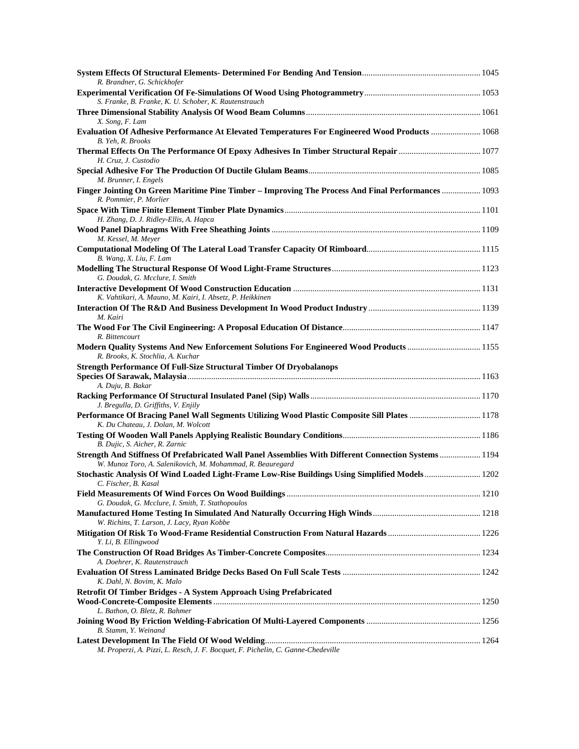**System Effects Of Structural Elements- Determined For Bending And Tension** ........ 1045
*R. Brandner, G. Schickhofer*

**Experimental Verification Of Fe-Simulations Of Wood Using Photogrammetry** ........ 1053
*S. Franke, B. Franke, K. U. Schober, K. Rautenstrauch*

**Three Dimensional Stability Analysis Of Wood Beam Columns** ........ 1061
*X. Song, F. Lam*

**Evaluation Of Adhesive Performance At Elevated Temperatures For Engineered Wood Products** ........ 1068
*B. Yeh, R. Brooks*

**Thermal Effects On The Performance Of Epoxy Adhesives In Timber Structural Repair** ........ 1077
*H. Cruz, J. Custodio*

**Special Adhesive For The Production Of Ductile Glulam Beams** ........ 1085
*M. Brunner, I. Engels*

**Finger Jointing On Green Maritime Pine Timber – Improving The Process And Final Performances** ........ 1093
*R. Pommier, P. Morlier*

**Space With Time Finite Element Timber Plate Dynamics** ........ 1101
*H. Zhang, D. J. Ridley-Ellis, A. Hapca*

**Wood Panel Diaphragms With Free Sheathing Joints** ........ 1109
*M. Kessel, M. Meyer*

**Computational Modeling Of The Lateral Load Transfer Capacity Of Rimboard** ........ 1115
*B. Wang, X. Liu, F. Lam*

**Modelling The Structural Response Of Wood Light-Frame Structures** ........ 1123
*G. Doudak, G. Mcclure, I. Smith*

**Interactive Development Of Wood Construction Education** ........ 1131
*K. Vahtikari, A. Mauno, M. Kairi, I. Absetz, P. Heikkinen*

**Interaction Of The R&D And Business Development In Wood Product Industry** ........ 1139
*M. Kairi*

**The Wood For The Civil Engineering: A Proposal Education Of Distance** ........ 1147
*R. Bittencourt*

**Modern Quality Systems And New Enforcement Solutions For Engineered Wood Products** ........ 1155
*R. Brooks, K. Stochlia, A. Kuchar*

**Strength Performance Of Full-Size Structural Timber Of Dryobalanops Species Of Sarawak, Malaysia** ........ 1163
*A. Duju, B. Bakar*

**Racking Performance Of Structural Insulated Panel (Sip) Walls** ........ 1170
*J. Bregulla, D. Griffiths, V. Enjily*

**Performance Of Bracing Panel Wall Segments Utilizing Wood Plastic Composite Sill Plates** ........ 1178
*K. Du Chateau, J. Dolan, M. Wolcott*

**Testing Of Wooden Wall Panels Applying Realistic Boundary Conditions** ........ 1186
*B. Dujic, S. Aicher, R. Zarnic*

**Strength And Stiffness Of Prefabricated Wall Panel Assemblies With Different Connection Systems** ........ 1194
*W. Munoz Toro, A. Salenikovich, M. Mohammad, R. Beauregard*

**Stochastic Analysis Of Wind Loaded Light-Frame Low-Rise Buildings Using Simplified Models** ........ 1202
*C. Fischer, B. Kasal*

**Field Measurements Of Wind Forces On Wood Buildings** ........ 1210
*G. Doudak, G. Mcclure, I. Smith, T. Stathopoulos*

**Manufactured Home Testing In Simulated And Naturally Occurring High Winds** ........ 1218
*W. Richins, T. Larson, J. Lacy, Ryan Kobbe*

**Mitigation Of Risk To Wood-Frame Residential Construction From Natural Hazards** ........ 1226
*Y. Li, B. Ellingwood*

**The Construction Of Road Bridges As Timber-Concrete Composites** ........ 1234
*A. Doehrer, K. Rautenstrauch*

**Evaluation Of Stress Laminated Bridge Decks Based On Full Scale Tests** ........ 1242
*K. Dahl, N. Bovim, K. Malo*

**Retrofit Of Timber Bridges - A System Approach Using Prefabricated Wood-Concrete-Composite Elements** ........ 1250
*L. Bathon, O. Bletz, R. Bahmer*

**Joining Wood By Friction Welding-Fabrication Of Multi-Layered Components** ........ 1256
*B. Stamm, Y. Weinand*

**Latest Development In The Field Of Wood Welding** ........ 1264
*M. Properzi, A. Pizzi, L. Resch, J. F. Bocquet, F. Pichelin, C. Ganne-Chedeville*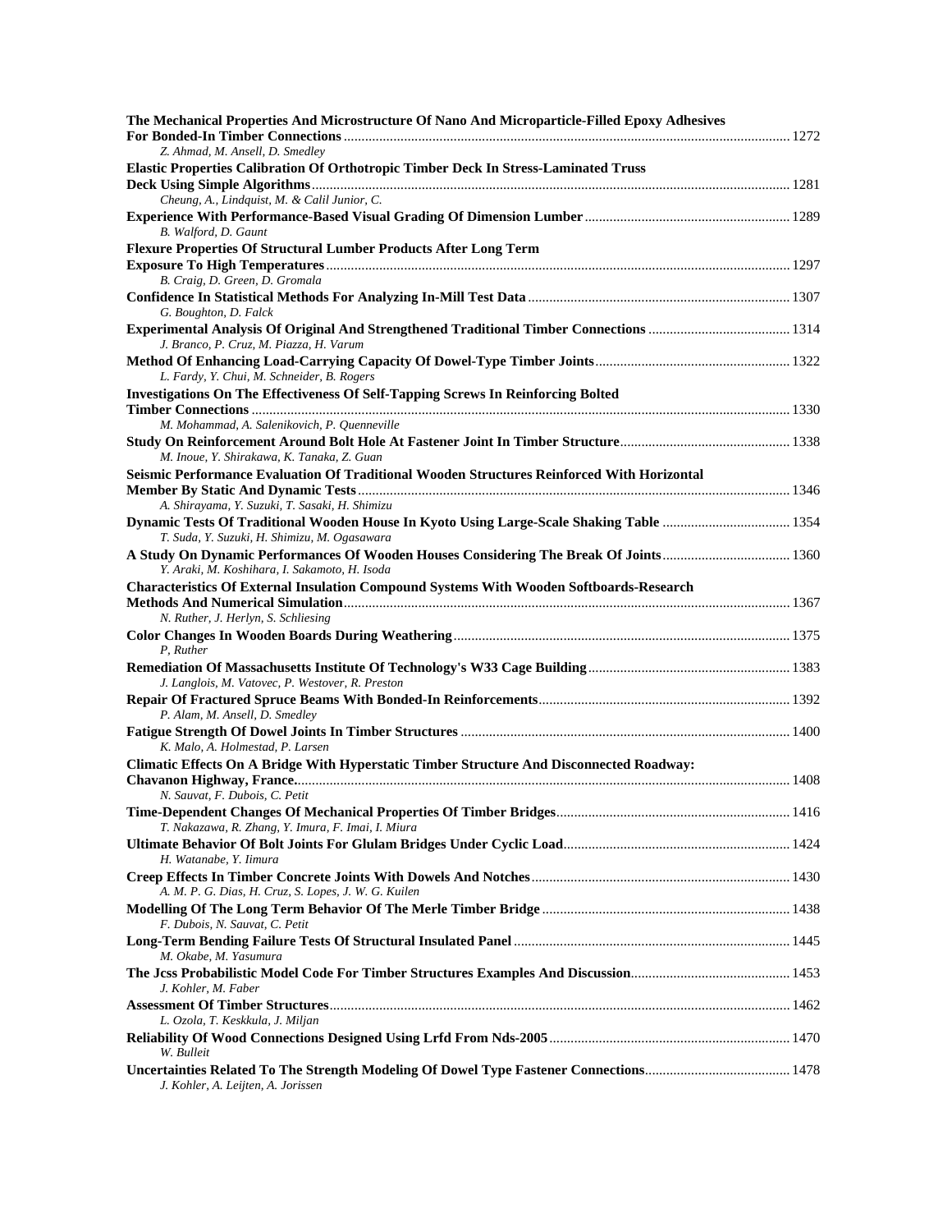**The Mechanical Properties And Microstructure Of Nano And Microparticle-Filled Epoxy Adhesives For Bonded-In Timber Connections** ............ 1272
*Z. Ahmad, M. Ansell, D. Smedley*

**Elastic Properties Calibration Of Orthotropic Timber Deck In Stress-Laminated Truss Deck Using Simple Algorithms** ............ 1281
*Cheung, A., Lindquist, M. & Calil Junior, C.*

**Experience With Performance-Based Visual Grading Of Dimension Lumber** ............ 1289
*B. Walford, D. Gaunt*

**Flexure Properties Of Structural Lumber Products After Long Term Exposure To High Temperatures** ............ 1297
*B. Craig, D. Green, D. Gromala*

**Confidence In Statistical Methods For Analyzing In-Mill Test Data** ............ 1307
*G. Boughton, D. Falck*

**Experimental Analysis Of Original And Strengthened Traditional Timber Connections** ............ 1314
*J. Branco, P. Cruz, M. Piazza, H. Varum*

**Method Of Enhancing Load-Carrying Capacity Of Dowel-Type Timber Joints** ............ 1322
*L. Fardy, Y. Chui, M. Schneider, B. Rogers*

**Investigations On The Effectiveness Of Self-Tapping Screws In Reinforcing Bolted Timber Connections** ............ 1330
*M. Mohammad, A. Salenikovich, P. Quenneville*

**Study On Reinforcement Around Bolt Hole At Fastener Joint In Timber Structure** ............ 1338
*M. Inoue, Y. Shirakawa, K. Tanaka, Z. Guan*

**Seismic Performance Evaluation Of Traditional Wooden Structures Reinforced With Horizontal Member By Static And Dynamic Tests** ............ 1346
*A. Shirayama, Y. Suzuki, T. Sasaki, H. Shimizu*

**Dynamic Tests Of Traditional Wooden House In Kyoto Using Large-Scale Shaking Table** ............ 1354
*T. Suda, Y. Suzuki, H. Shimizu, M. Ogasawara*

**A Study On Dynamic Performances Of Wooden Houses Considering The Break Of Joints** ............ 1360
*Y. Araki, M. Koshihara, I. Sakamoto, H. Isoda*

**Characteristics Of External Insulation Compound Systems With Wooden Softboards-Research Methods And Numerical Simulation** ............ 1367
*N. Ruther, J. Herlyn, S. Schliesing*

**Color Changes In Wooden Boards During Weathering** ............ 1375
*P, Ruther*

**Remediation Of Massachusetts Institute Of Technology's W33 Cage Building** ............ 1383
*J. Langlois, M. Vatovec, P. Westover, R. Preston*

**Repair Of Fractured Spruce Beams With Bonded-In Reinforcements** ............ 1392
*P. Alam, M. Ansell, D. Smedley*

**Fatigue Strength Of Dowel Joints In Timber Structures** ............ 1400
*K. Malo, A. Holmestad, P. Larsen*

**Climatic Effects On A Bridge With Hyperstatic Timber Structure And Disconnected Roadway: Chavanon Highway, France.** ............ 1408
*N. Sauvat, F. Dubois, C. Petit*

**Time-Dependent Changes Of Mechanical Properties Of Timber Bridges** ............ 1416
*T. Nakazawa, R. Zhang, Y. Imura, F. Imai, I. Miura*

**Ultimate Behavior Of Bolt Joints For Glulam Bridges Under Cyclic Load** ............ 1424
*H. Watanabe, Y. Iimura*

**Creep Effects In Timber Concrete Joints With Dowels And Notches** ............ 1430
*A. M. P. G. Dias, H. Cruz, S. Lopes, J. W. G. Kuilen*

**Modelling Of The Long Term Behavior Of The Merle Timber Bridge** ............ 1438
*F. Dubois, N. Sauvat, C. Petit*

**Long-Term Bending Failure Tests Of Structural Insulated Panel** ............ 1445
*M. Okabe, M. Yasumura*

**The Jcss Probabilistic Model Code For Timber Structures Examples And Discussion** ............ 1453
*J. Kohler, M. Faber*

**Assessment Of Timber Structures** ............ 1462
*L. Ozola, T. Keskkula, J. Miljan*

**Reliability Of Wood Connections Designed Using Lrfd From Nds-2005** ............ 1470
*W. Bulleit*

**Uncertainties Related To The Strength Modeling Of Dowel Type Fastener Connections** ............ 1478
*J. Kohler, A. Leijten, A. Jorissen*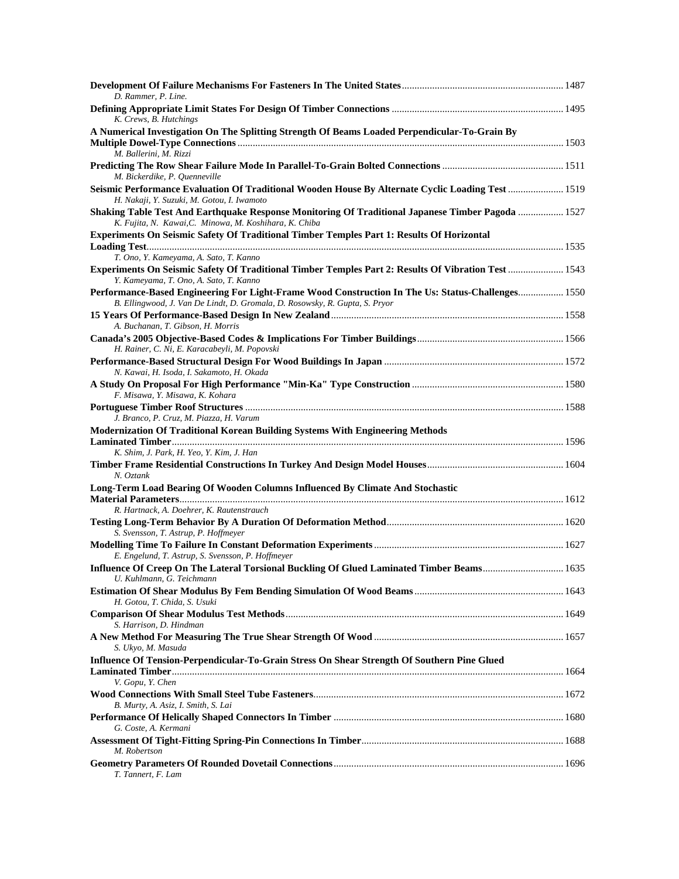**Development Of Failure Mechanisms For Fasteners In The United States** ............ 1487
*D. Rammer, P. Line.*

**Defining Appropriate Limit States For Design Of Timber Connections** ............ 1495
*K. Crews, B. Hutchings*

**A Numerical Investigation On The Splitting Strength Of Beams Loaded Perpendicular-To-Grain By Multiple Dowel-Type Connections** ............ 1503
*M. Ballerini, M. Rizzi*

**Predicting The Row Shear Failure Mode In Parallel-To-Grain Bolted Connections** ............ 1511
*M. Bickerdike, P. Quenneville*

**Seismic Performance Evaluation Of Traditional Wooden House By Alternate Cyclic Loading Test** ............ 1519
*H. Nakaji, Y. Suzuki, M. Gotou, I. Iwamoto*

**Shaking Table Test And Earthquake Response Monitoring Of Traditional Japanese Timber Pagoda** ............ 1527
*K. Fujita, N. Kawai,C. Minowa, M. Koshihara, K. Chiba*

**Experiments On Seismic Safety Of Traditional Timber Temples Part 1: Results Of Horizontal Loading Test** ............ 1535
*T. Ono, Y. Kameyama, A. Sato, T. Kanno*

**Experiments On Seismic Safety Of Traditional Timber Temples Part 2: Results Of Vibration Test** ............ 1543
*Y. Kameyama, T. Ono, A. Sato, T. Kanno*

**Performance-Based Engineering For Light-Frame Wood Construction In The Us: Status-Challenges** ............ 1550
*B. Ellingwood, J. Van De Lindt, D. Gromala, D. Rosowsky, R. Gupta, S. Pryor*

**15 Years Of Performance-Based Design In New Zealand** ............ 1558
*A. Buchanan, T. Gibson, H. Morris*

**Canada's 2005 Objective-Based Codes & Implications For Timber Buildings** ............ 1566
*H. Rainer, C. Ni, E. Karacabeyli, M. Popovski*

**Performance-Based Structural Design For Wood Buildings In Japan** ............ 1572
*N. Kawai, H. Isoda, I. Sakamoto, H. Okada*

**A Study On Proposal For High Performance "Min-Ka" Type Construction** ............ 1580
*F. Misawa, Y. Misawa, K. Kohara*

**Portuguese Timber Roof Structures** ............ 1588
*J. Branco, P. Cruz, M. Piazza, H. Varum*

**Modernization Of Traditional Korean Building Systems With Engineering Methods Laminated Timber** ............ 1596
*K. Shim, J. Park, H. Yeo, Y. Kim, J. Han*

**Timber Frame Residential Constructions In Turkey And Design Model Houses** ............ 1604
*N. Oztank*

**Long-Term Load Bearing Of Wooden Columns Influenced By Climate And Stochastic Material Parameters** ............ 1612
*R. Hartnack, A. Doehrer, K. Rautenstrauch*

**Testing Long-Term Behavior By A Duration Of Deformation Method** ............ 1620
*S. Svensson, T. Astrup, P. Hoffmeyer*

**Modelling Time To Failure In Constant Deformation Experiments** ............ 1627
*E. Engelund, T. Astrup, S. Svensson, P. Hoffmeyer*

**Influence Of Creep On The Lateral Torsional Buckling Of Glued Laminated Timber Beams** ............ 1635
*U. Kuhlmann, G. Teichmann*

**Estimation Of Shear Modulus By Fem Bending Simulation Of Wood Beams** ............ 1643
*H. Gotou, T. Chida, S. Usuki*

**Comparison Of Shear Modulus Test Methods** ............ 1649
*S. Harrison, D. Hindman*

**A New Method For Measuring The True Shear Strength Of Wood** ............ 1657
*S. Ukyo, M. Masuda*

**Influence Of Tension-Perpendicular-To-Grain Stress On Shear Strength Of Southern Pine Glued Laminated Timber** ............ 1664
*V. Gopu, Y. Chen*

**Wood Connections With Small Steel Tube Fasteners** ............ 1672
*B. Murty, A. Asiz, I. Smith, S. Lai*

**Performance Of Helically Shaped Connectors In Timber** ............ 1680
*G. Coste, A. Kermani*

**Assessment Of Tight-Fitting Spring-Pin Connections In Timber** ............ 1688
*M. Robertson*

**Geometry Parameters Of Rounded Dovetail Connections** ............ 1696
*T. Tannert, F. Lam*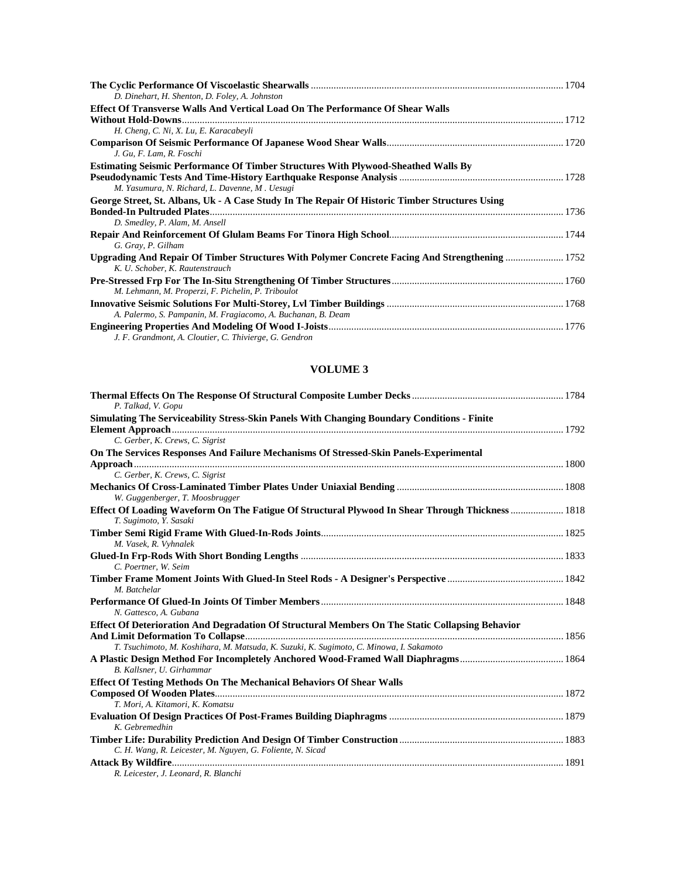**The Cyclic Performance Of Viscoelastic Shearwalls** ........ 1704
*D. Dinehart, H. Shenton, D. Foley, A. Johnston*

**Effect Of Transverse Walls And Vertical Load On The Performance Of Shear Walls Without Hold-Downs** ........ 1712
*H. Cheng, C. Ni, X. Lu, E. Karacabeyli*

**Comparison Of Seismic Performance Of Japanese Wood Shear Walls** ........ 1720
*J. Gu, F. Lam, R. Foschi*

**Estimating Seismic Performance Of Timber Structures With Plywood-Sheathed Walls By Pseudodynamic Tests And Time-History Earthquake Response Analysis** ........ 1728
*M. Yasumura, N. Richard, L. Davenne, M . Uesugi*

**George Street, St. Albans, Uk - A Case Study In The Repair Of Historic Timber Structures Using Bonded-In Pultruded Plates** ........ 1736
*D. Smedley, P. Alam, M. Ansell*

**Repair And Reinforcement Of Glulam Beams For Tinora High School** ........ 1744
*G. Gray, P. Gilham*

**Upgrading And Repair Of Timber Structures With Polymer Concrete Facing And Strengthening** ........ 1752
*K. U. Schober, K. Rautenstrauch*

**Pre-Stressed Frp For The In-Situ Strengthening Of Timber Structures** ........ 1760
*M. Lehmann, M. Properzi, F. Pichelin, P. Triboulot*

**Innovative Seismic Solutions For Multi-Storey, Lvl Timber Buildings** ........ 1768
*A. Palermo, S. Pampanin, M. Fragiacomo, A. Buchanan, B. Deam*

**Engineering Properties And Modeling Of Wood I-Joists** ........ 1776
*J. F. Grandmont, A. Cloutier, C. Thivierge, G. Gendron*

## VOLUME 3

**Thermal Effects On The Response Of Structural Composite Lumber Decks** ........ 1784
*P. Talkad, V. Gopu*

**Simulating The Serviceability Stress-Skin Panels With Changing Boundary Conditions - Finite Element Approach** ........ 1792
*C. Gerber, K. Crews, C. Sigrist*

**On The Services Responses And Failure Mechanisms Of Stressed-Skin Panels-Experimental Approach** ........ 1800
*C. Gerber, K. Crews, C. Sigrist*

**Mechanics Of Cross-Laminated Timber Plates Under Uniaxial Bending** ........ 1808
*W. Guggenberger, T. Moosbrugger*

**Effect Of Loading Waveform On The Fatigue Of Structural Plywood In Shear Through Thickness** ........ 1818
*T. Sugimoto, Y. Sasaki*

**Timber Semi Rigid Frame With Glued-In-Rods Joints** ........ 1825
*M. Vasek, R. Vyhnalek*

**Glued-In Frp-Rods With Short Bonding Lengths** ........ 1833
*C. Poertner, W. Seim*

**Timber Frame Moment Joints With Glued-In Steel Rods - A Designer's Perspective** ........ 1842
*M. Batchelar*

**Performance Of Glued-In Joints Of Timber Members** ........ 1848
*N. Gattesco, A. Gubana*

**Effect Of Deterioration And Degradation Of Structural Members On The Static Collapsing Behavior And Limit Deformation To Collapse** ........ 1856
*T. Tsuchimoto, M. Koshihara, M. Matsuda, K. Suzuki, K. Sugimoto, C. Minowa, I. Sakamoto*

**A Plastic Design Method For Incompletely Anchored Wood-Framed Wall Diaphragms** ........ 1864
*B. Kallsner, U. Girhammar*

**Effect Of Testing Methods On The Mechanical Behaviors Of Shear Walls Composed Of Wooden Plates** ........ 1872
*T. Mori, A. Kitamori, K. Komatsu*

**Evaluation Of Design Practices Of Post-Frames Building Diaphragms** ........ 1879
*K. Gebremedhin*

**Timber Life: Durability Prediction And Design Of Timber Construction** ........ 1883
*C. H. Wang, R. Leicester, M. Nguyen, G. Foliente, N. Sicad*

**Attack By Wildfire** ........ 1891
*R. Leicester, J. Leonard, R. Blanchi*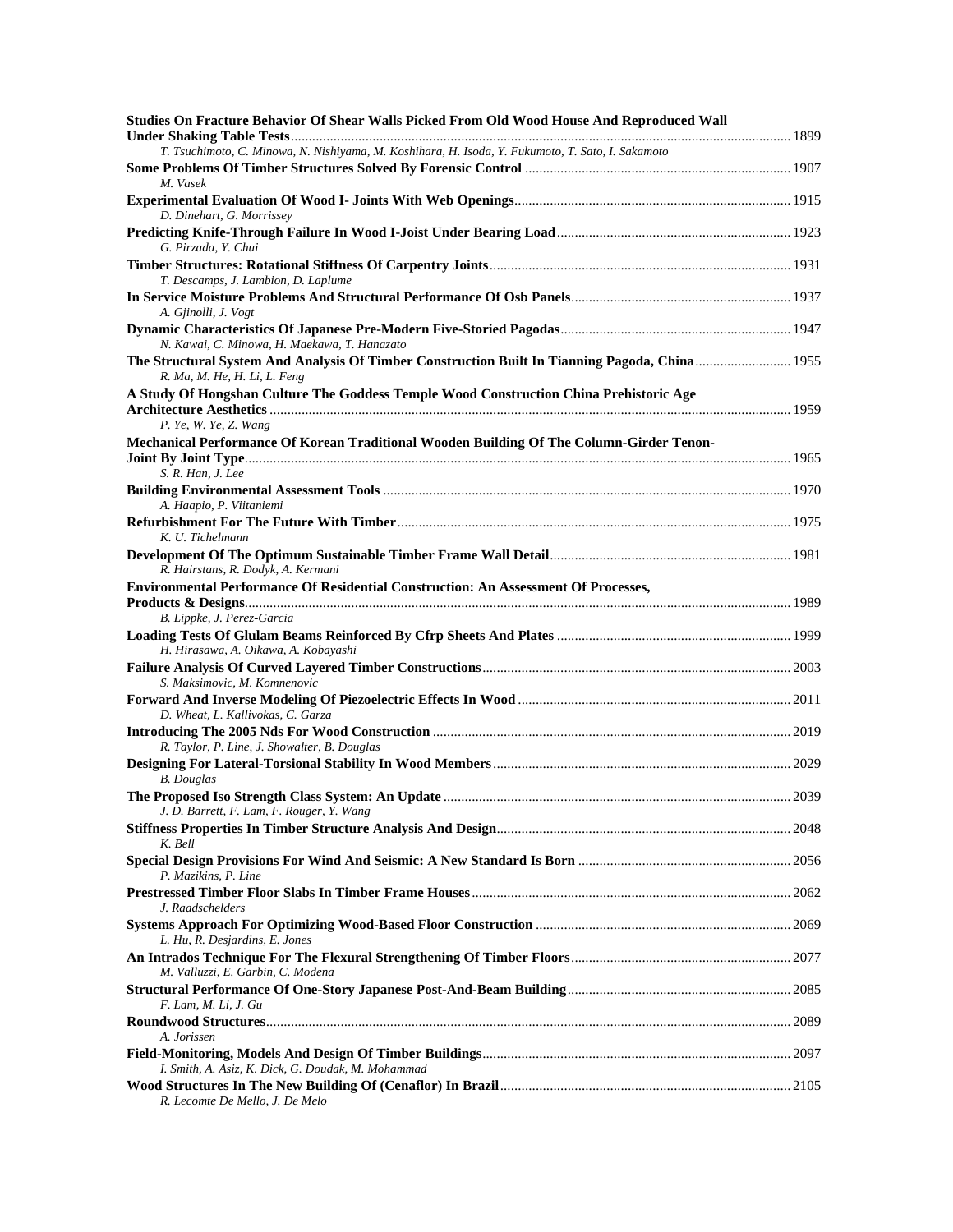**Studies On Fracture Behavior Of Shear Walls Picked From Old Wood House And Reproduced Wall Under Shaking Table Tests** ........ 1899
*T. Tsuchimoto, C. Minowa, N. Nishiyama, M. Koshihara, H. Isoda, Y. Fukumoto, T. Sato, I. Sakamoto*

**Some Problems Of Timber Structures Solved By Forensic Control** ........ 1907
*M. Vasek*

**Experimental Evaluation Of Wood I- Joints With Web Openings** ........ 1915
*D. Dinehart, G. Morrissey*

**Predicting Knife-Through Failure In Wood I-Joist Under Bearing Load** ........ 1923
*G. Pirzada, Y. Chui*

**Timber Structures: Rotational Stiffness Of Carpentry Joints** ........ 1931
*T. Descamps, J. Lambion, D. Laplume*

**In Service Moisture Problems And Structural Performance Of Osb Panels** ........ 1937
*A. Gjinolli, J. Vogt*

**Dynamic Characteristics Of Japanese Pre-Modern Five-Storied Pagodas** ........ 1947
*N. Kawai, C. Minowa, H. Maekawa, T. Hanazato*

**The Structural System And Analysis Of Timber Construction Built In Tianning Pagoda, China** ........ 1955
*R. Ma, M. He, H. Li, L. Feng*

**A Study Of Hongshan Culture The Goddess Temple Wood Construction China Prehistoric Age Architecture Aesthetics** ........ 1959
*P. Ye, W. Ye, Z. Wang*

**Mechanical Performance Of Korean Traditional Wooden Building Of The Column-Girder Tenon-Joint By Joint Type** ........ 1965
*S. R. Han, J. Lee*

**Building Environmental Assessment Tools** ........ 1970
*A. Haapio, P. Viitaniemi*

**Refurbishment For The Future With Timber** ........ 1975
*K. U. Tichelmann*

**Development Of The Optimum Sustainable Timber Frame Wall Detail** ........ 1981
*R. Hairstans, R. Dodyk, A. Kermani*

**Environmental Performance Of Residential Construction: An Assessment Of Processes, Products & Designs** ........ 1989
*B. Lippke, J. Perez-Garcia*

**Loading Tests Of Glulam Beams Reinforced By Cfrp Sheets And Plates** ........ 1999
*H. Hirasawa, A. Oikawa, A. Kobayashi*

**Failure Analysis Of Curved Layered Timber Constructions** ........ 2003
*S. Maksimovic, M. Komnenovic*

**Forward And Inverse Modeling Of Piezoelectric Effects In Wood** ........ 2011
*D. Wheat, L. Kallivokas, C. Garza*

**Introducing The 2005 Nds For Wood Construction** ........ 2019
*R. Taylor, P. Line, J. Showalter, B. Douglas*

**Designing For Lateral-Torsional Stability In Wood Members** ........ 2029
*B. Douglas*

**The Proposed Iso Strength Class System: An Update** ........ 2039
*J. D. Barrett, F. Lam, F. Rouger, Y. Wang*

**Stiffness Properties In Timber Structure Analysis And Design** ........ 2048
*K. Bell*

**Special Design Provisions For Wind And Seismic: A New Standard Is Born** ........ 2056
*P. Mazikins, P. Line*

**Prestressed Timber Floor Slabs In Timber Frame Houses** ........ 2062
*J. Raadschelders*

**Systems Approach For Optimizing Wood-Based Floor Construction** ........ 2069
*L. Hu, R. Desjardins, E. Jones*

**An Intrados Technique For The Flexural Strengthening Of Timber Floors** ........ 2077
*M. Valluzzi, E. Garbin, C. Modena*

**Structural Performance Of One-Story Japanese Post-And-Beam Building** ........ 2085
*F. Lam, M. Li, J. Gu*

**Roundwood Structures** ........ 2089
*A. Jorissen*

**Field-Monitoring, Models And Design Of Timber Buildings** ........ 2097
*I. Smith, A. Asiz, K. Dick, G. Doudak, M. Mohammad*

**Wood Structures In The New Building Of (Cenaflor) In Brazil** ........ 2105
*R. Lecomte De Mello, J. De Melo*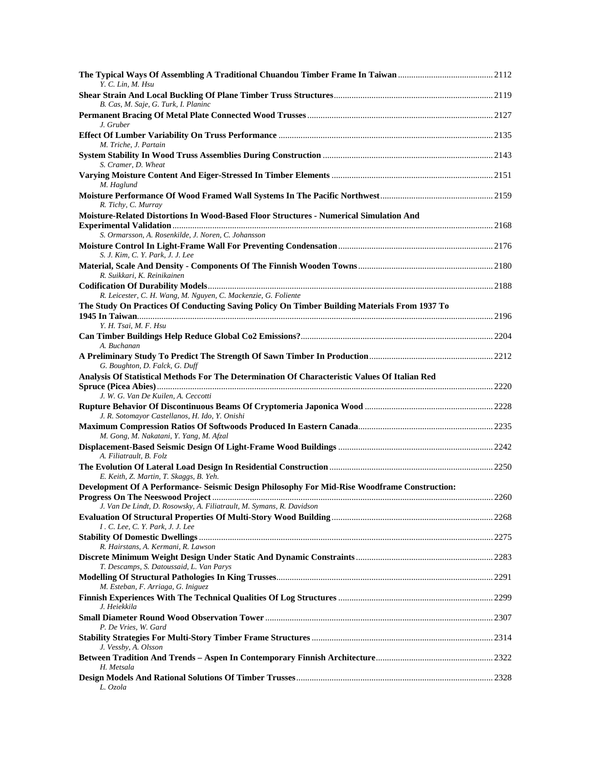**The Typical Ways Of Assembling A Traditional Chuandou Timber Frame In Taiwan** ........................................... 2112
*Y. C. Lin, M. Hsu*

**Shear Strain And Local Buckling Of Plane Timber Truss Structures** ........................................................................ 2119
*B. Cas, M. Saje, G. Turk, I. Planinc*

**Permanent Bracing Of Metal Plate Connected Wood Trusses** ................................................................................... 2127
*J. Gruber*

**Effect Of Lumber Variability On Truss Performance** ................................................................................................ 2135
*M. Triche, J. Partain*

**System Stability In Wood Truss Assemblies During Construction** ............................................................................ 2143
*S. Cramer, D. Wheat*

**Varying Moisture Content And Eiger-Stressed In Timber Elements** ......................................................................... 2151
*M. Haglund*

**Moisture Performance Of Wood Framed Wall Systems In The Pacific Northwest** .................................................. 2159
*R. Tichy, C. Murray*

**Moisture-Related Distortions In Wood-Based Floor Structures - Numerical Simulation And Experimental Validation** ................................................................................................................................................. 2168
*S. Ormarsson, A. Rosenkilde, J. Noren, C. Johansson*

**Moisture Control In Light-Frame Wall For Preventing Condensation** ..................................................................... 2176
*S. J. Kim, C. Y. Park, J. J. Lee*

**Material, Scale And Density - Components Of The Finnish Wooden Towns** ............................................................ 2180
*R. Suikkari, K. Reinikainen*

**Codification Of Durability Models** ................................................................................................................................. 2188
*R. Leicester, C. H. Wang, M. Nguyen, C. Mackenzie, G. Foliente*

**The Study On Practices Of Conducting Saving Policy On Timber Building Materials From 1937 To 1945 In Taiwan** ................................................................................................................................................................ 2196
*Y. H. Tsai, M. F. Hsu*

**Can Timber Buildings Help Reduce Global Co2 Emissions?** ...................................................................................... 2204
*A. Buchanan*

**A Preliminary Study To Predict The Strength Of Sawn Timber In Production** ........................................................ 2212
*G. Boughton, D. Falck, G. Duff*

**Analysis Of Statistical Methods For The Determination Of Characteristic Values Of Italian Red Spruce (Picea Abies)** ........................................................................................................................................................ 2220
*J. W. G. Van De Kuilen, A. Ceccotti*

**Rupture Behavior Of Discontinuous Beams Of Cryptomeria Japonica Wood** .......................................................... 2228
*J. R. Sotomayor Castellanos, H. Ido, Y. Onishi*

**Maximum Compression Ratios Of Softwoods Produced In Eastern Canada** ............................................................. 2235
*M. Gong, M. Nakatani, Y. Yang, M. Afzal*

**Displacement-Based Seismic Design Of Light-Frame Wood Buildings** ..................................................................... 2242
*A. Filiatrault, B. Folz*

**The Evolution Of Lateral Load Design In Residential Construction** .......................................................................... 2250
*E. Keith, Z. Martin, T. Skaggs, B. Yeh.*

**Development Of A Performance- Seismic Design Philosophy For Mid-Rise Woodframe Construction: Progress On The Neeswood Project** .............................................................................................................................. 2260
*J. Van De Lindt, D. Rosowsky, A. Filiatrault, M. Symans, R. Davidson*

**Evaluation Of Structural Properties Of Multi-Story Wood Building** ......................................................................... 2268
*I . C. Lee, C. Y. Park, J. J. Lee*

**Stability Of Domestic Dwellings** ...................................................................................................................................... 2275
*R. Hairstans, A. Kermani, R. Lawson*

**Discrete Minimum Weight Design Under Static And Dynamic Constraints** .............................................................. 2283
*T. Descamps, S. Datoussaid, L. Van Parys*

**Modelling Of Structural Pathologies In King Trusses** ................................................................................................. 2291
*M. Esteban, F. Arriaga, G. Iniguez*

**Finnish Experiences With The Technical Qualities Of Log Structures** ..................................................................... 2299
*J. Heiekkila*

**Small Diameter Round Wood Observation Tower** ....................................................................................................... 2307
*P. De Vries, W. Gard*

**Stability Strategies For Multi-Story Timber Frame Structures** ................................................................................. 2314
*J. Vessby, A. Olsson*

**Between Tradition And Trends – Aspen In Contemporary Finnish Architecture** ..................................................... 2322
*H. Metsala*

**Design Models And Rational Solutions Of Timber Trusses** ......................................................................................... 2328
*L. Ozola*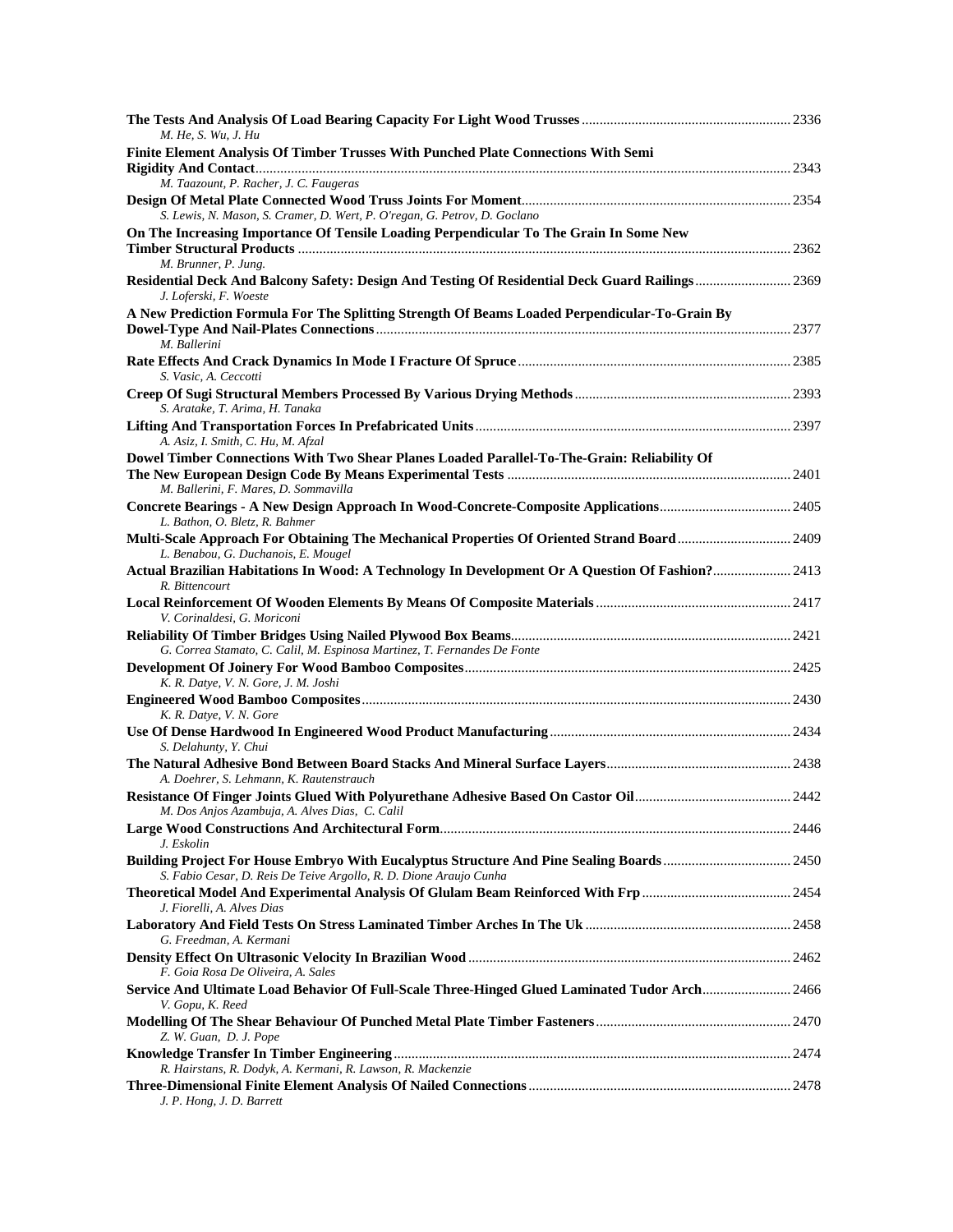**The Tests And Analysis Of Load Bearing Capacity For Light Wood Trusses** .......... 2336
*M. He, S. Wu, J. Hu*

**Finite Element Analysis Of Timber Trusses With Punched Plate Connections With Semi Rigidity And Contact** .......... 2343
*M. Taazount, P. Racher, J. C. Faugeras*

**Design Of Metal Plate Connected Wood Truss Joints For Moment** .......... 2354
*S. Lewis, N. Mason, S. Cramer, D. Wert, P. O'regan, G. Petrov, D. Goclano*

**On The Increasing Importance Of Tensile Loading Perpendicular To The Grain In Some New Timber Structural Products** .......... 2362
*M. Brunner, P. Jung.*

**Residential Deck And Balcony Safety: Design And Testing Of Residential Deck Guard Railings** .......... 2369
*J. Loferski, F. Woeste*

**A New Prediction Formula For The Splitting Strength Of Beams Loaded Perpendicular-To-Grain By Dowel-Type And Nail-Plates Connections** .......... 2377
*M. Ballerini*

**Rate Effects And Crack Dynamics In Mode I Fracture Of Spruce** .......... 2385
*S. Vasic, A. Ceccotti*

**Creep Of Sugi Structural Members Processed By Various Drying Methods** .......... 2393
*S. Aratake, T. Arima, H. Tanaka*

**Lifting And Transportation Forces In Prefabricated Units** .......... 2397
*A. Asiz, I. Smith, C. Hu, M. Afzal*

**Dowel Timber Connections With Two Shear Planes Loaded Parallel-To-The-Grain: Reliability Of The New European Design Code By Means Experimental Tests** .......... 2401
*M. Ballerini, F. Mares, D. Sommavilla*

**Concrete Bearings - A New Design Approach In Wood-Concrete-Composite Applications** .......... 2405
*L. Bathon, O. Bletz, R. Bahmer*

**Multi-Scale Approach For Obtaining The Mechanical Properties Of Oriented Strand Board** .......... 2409
*L. Benabou, G. Duchanois, E. Mougel*

**Actual Brazilian Habitations In Wood: A Technology In Development Or A Question Of Fashion?** .......... 2413
*R. Bittencourt*

**Local Reinforcement Of Wooden Elements By Means Of Composite Materials** .......... 2417
*V. Corinaldesi, G. Moriconi*

**Reliability Of Timber Bridges Using Nailed Plywood Box Beams** .......... 2421
*G. Correa Stamato, C. Calil, M. Espinosa Martinez, T. Fernandes De Fonte*

**Development Of Joinery For Wood Bamboo Composites** .......... 2425
*K. R. Datye, V. N. Gore, J. M. Joshi*

**Engineered Wood Bamboo Composites** .......... 2430
*K. R. Datye, V. N. Gore*

**Use Of Dense Hardwood In Engineered Wood Product Manufacturing** .......... 2434
*S. Delahunty, Y. Chui*

**The Natural Adhesive Bond Between Board Stacks And Mineral Surface Layers** .......... 2438
*A. Doehrer, S. Lehmann, K. Rautenstrauch*

**Resistance Of Finger Joints Glued With Polyurethane Adhesive Based On Castor Oil** .......... 2442
*M. Dos Anjos Azambuja, A. Alves Dias, C. Calil*

**Large Wood Constructions And Architectural Form** .......... 2446
*J. Eskolin*

**Building Project For House Embryo With Eucalyptus Structure And Pine Sealing Boards** .......... 2450
*S. Fabio Cesar, D. Reis De Teive Argollo, R. D. Dione Araujo Cunha*

**Theoretical Model And Experimental Analysis Of Glulam Beam Reinforced With Frp** .......... 2454
*J. Fiorelli, A. Alves Dias*

**Laboratory And Field Tests On Stress Laminated Timber Arches In The Uk** .......... 2458
*G. Freedman, A. Kermani*

**Density Effect On Ultrasonic Velocity In Brazilian Wood** .......... 2462
*F. Goia Rosa De Oliveira, A. Sales*

**Service And Ultimate Load Behavior Of Full-Scale Three-Hinged Glued Laminated Tudor Arch** .......... 2466
*V. Gopu, K. Reed*

**Modelling Of The Shear Behaviour Of Punched Metal Plate Timber Fasteners** .......... 2470
*Z. W. Guan, D. J. Pope*

**Knowledge Transfer In Timber Engineering** .......... 2474
*R. Hairstans, R. Dodyk, A. Kermani, R. Lawson, R. Mackenzie*

**Three-Dimensional Finite Element Analysis Of Nailed Connections** .......... 2478
*J. P. Hong, J. D. Barrett*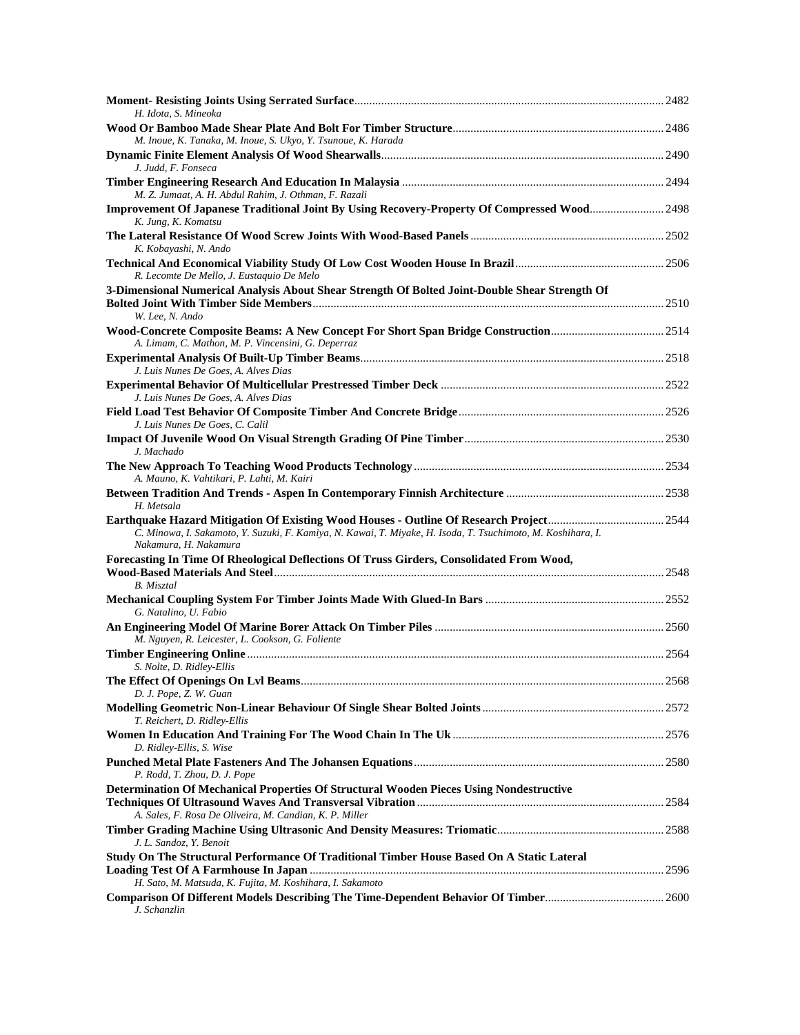**Moment- Resisting Joints Using Serrated Surface** ........................................................ 2482
*H. Idota, S. Mineoka*

**Wood Or Bamboo Made Shear Plate And Bolt For Timber Structure** ........................................................ 2486
*M. Inoue, K. Tanaka, M. Inoue, S. Ukyo, Y. Tsunoue, K. Harada*

**Dynamic Finite Element Analysis Of Wood Shearwalls** ........................................................ 2490
*J. Judd, F. Fonseca*

**Timber Engineering Research And Education In Malaysia** ........................................................ 2494
*M. Z. Jumaat, A. H. Abdul Rahim, J. Othman, F. Razali*

**Improvement Of Japanese Traditional Joint By Using Recovery-Property Of Compressed Wood** ........................................................ 2498
*K. Jung, K. Komatsu*

**The Lateral Resistance Of Wood Screw Joints With Wood-Based Panels** ........................................................ 2502
*K. Kobayashi, N. Ando*

**Technical And Economical Viability Study Of Low Cost Wooden House In Brazil** ........................................................ 2506
*R. Lecomte De Mello, J. Eustaquio De Melo*

**3-Dimensional Numerical Analysis About Shear Strength Of Bolted Joint-Double Shear Strength Of Bolted Joint With Timber Side Members** ........................................................ 2510
*W. Lee, N. Ando*

**Wood-Concrete Composite Beams: A New Concept For Short Span Bridge Construction** ........................................................ 2514
*A. Limam, C. Mathon, M. P. Vincensini, G. Deperraz*

**Experimental Analysis Of Built-Up Timber Beams** ........................................................ 2518
*J. Luis Nunes De Goes, A. Alves Dias*

**Experimental Behavior Of Multicellular Prestressed Timber Deck** ........................................................ 2522
*J. Luis Nunes De Goes, A. Alves Dias*

**Field Load Test Behavior Of Composite Timber And Concrete Bridge** ........................................................ 2526
*J. Luis Nunes De Goes, C. Calil*

**Impact Of Juvenile Wood On Visual Strength Grading Of Pine Timber** ........................................................ 2530
*J. Machado*

**The New Approach To Teaching Wood Products Technology** ........................................................ 2534
*A. Mauno, K. Vahtikari, P. Lahti, M. Kairi*

**Between Tradition And Trends - Aspen In Contemporary Finnish Architecture** ........................................................ 2538
*H. Metsala*

**Earthquake Hazard Mitigation Of Existing Wood Houses - Outline Of Research Project** ........................................................ 2544
*C. Minowa, I. Sakamoto, Y. Suzuki, F. Kamiya, N. Kawai, T. Miyake, H. Isoda, T. Tsuchimoto, M. Koshihara, I. Nakamura, H. Nakamura*

**Forecasting In Time Of Rheological Deflections Of Truss Girders, Consolidated From Wood, Wood-Based Materials And Steel** ........................................................ 2548
*B. Misztal*

**Mechanical Coupling System For Timber Joints Made With Glued-In Bars** ........................................................ 2552
*G. Natalino, U. Fabio*

**An Engineering Model Of Marine Borer Attack On Timber Piles** ........................................................ 2560
*M. Nguyen, R. Leicester, L. Cookson, G. Foliente*

**Timber Engineering Online** ........................................................ 2564
*S. Nolte, D. Ridley-Ellis*

**The Effect Of Openings On Lvl Beams** ........................................................ 2568
*D. J. Pope, Z. W. Guan*

**Modelling Geometric Non-Linear Behaviour Of Single Shear Bolted Joints** ........................................................ 2572
*T. Reichert, D. Ridley-Ellis*

**Women In Education And Training For The Wood Chain In The Uk** ........................................................ 2576
*D. Ridley-Ellis, S. Wise*

**Punched Metal Plate Fasteners And The Johansen Equations** ........................................................ 2580
*P. Rodd, T. Zhou, D. J. Pope*

**Determination Of Mechanical Properties Of Structural Wooden Pieces Using Nondestructive Techniques Of Ultrasound Waves And Transversal Vibration** ........................................................ 2584
*A. Sales, F. Rosa De Oliveira, M. Candian, K. P. Miller*

**Timber Grading Machine Using Ultrasonic And Density Measures: Triomatic** ........................................................ 2588
*J. L. Sandoz, Y. Benoit*

**Study On The Structural Performance Of Traditional Timber House Based On A Static Lateral Loading Test Of A Farmhouse In Japan** ........................................................ 2596
*H. Sato, M. Matsuda, K. Fujita, M. Koshihara, I. Sakamoto*

**Comparison Of Different Models Describing The Time-Dependent Behavior Of Timber** ........................................................ 2600
*J. Schanzlin*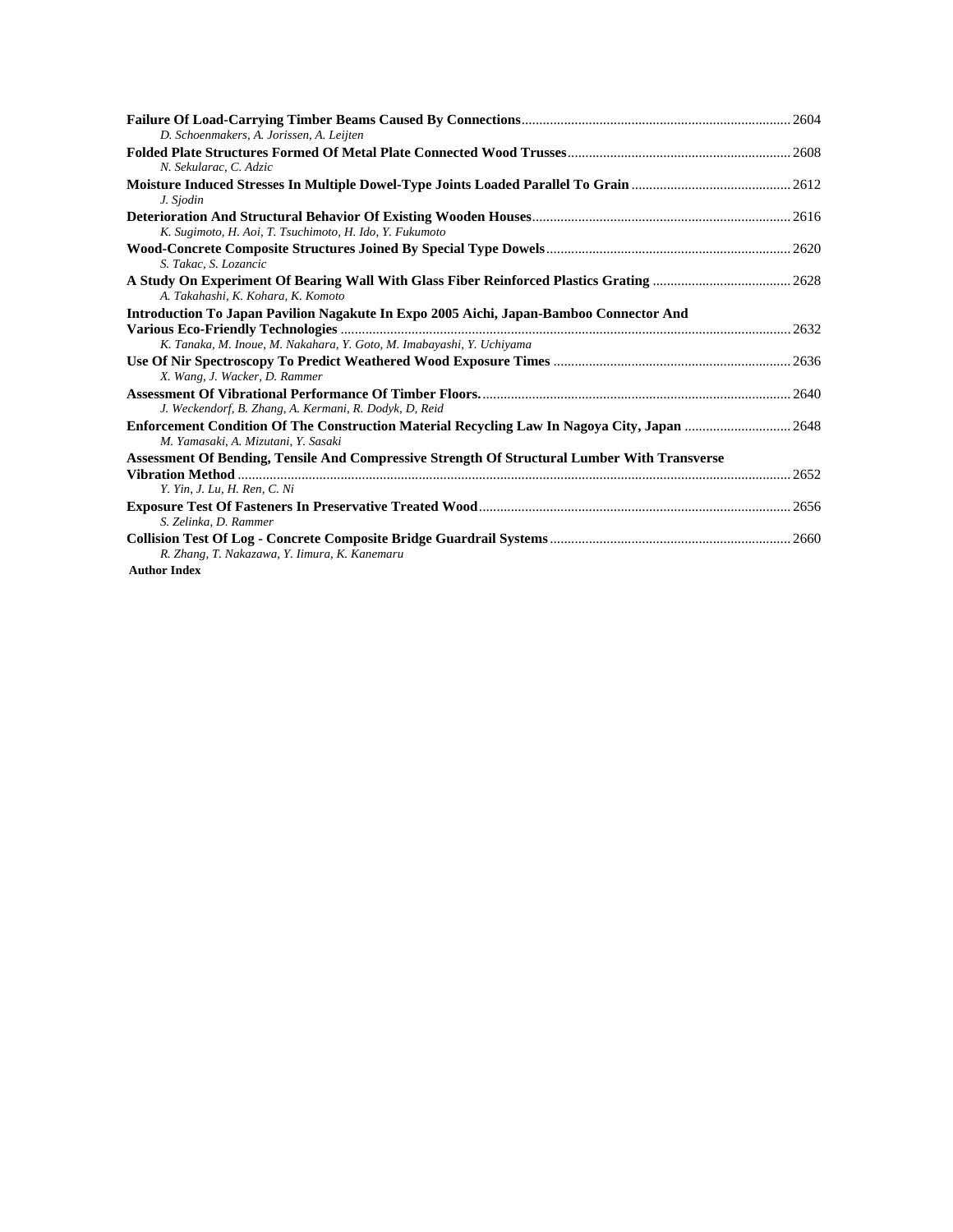**Failure Of Load-Carrying Timber Beams Caused By Connections** ........................................................................ 2604
*D. Schoenmakers, A. Jorissen, A. Leijten*

**Folded Plate Structures Formed Of Metal Plate Connected Wood Trusses** .............................................................. 2608
*N. Sekularac, C. Adzic*

**Moisture Induced Stresses In Multiple Dowel-Type Joints Loaded Parallel To Grain** ............................................ 2612
*J. Sjodin*

**Deterioration And Structural Behavior Of Existing Wooden Houses** ........................................................................ 2616
*K. Sugimoto, H. Aoi, T. Tsuchimoto, H. Ido, Y. Fukumoto*

**Wood-Concrete Composite Structures Joined By Special Type Dowels** .................................................................... 2620
*S. Takac, S. Lozancic*

**A Study On Experiment Of Bearing Wall With Glass Fiber Reinforced Plastics Grating** ....................................... 2628
*A. Takahashi, K. Kohara, K. Komoto*

**Introduction To Japan Pavilion Nagakute In Expo 2005 Aichi, Japan-Bamboo Connector And Various Eco-Friendly Technologies** ............................................................................................................................... 2632
*K. Tanaka, M. Inoue, M. Nakahara, Y. Goto, M. Imabayashi, Y. Uchiyama*

**Use Of Nir Spectroscopy To Predict Weathered Wood Exposure Times** .................................................................. 2636
*X. Wang, J. Wacker, D. Rammer*

**Assessment Of Vibrational Performance Of Timber Floors.** ...................................................................................... 2640
*J. Weckendorf, B. Zhang, A. Kermani, R. Dodyk, D, Reid*

**Enforcement Condition Of The Construction Material Recycling Law In Nagoya City, Japan** ............................. 2648
*M. Yamasaki, A. Mizutani, Y. Sasaki*

**Assessment Of Bending, Tensile And Compressive Strength Of Structural Lumber With Transverse Vibration Method** ............................................................................................................................................ 2652
*Y. Yin, J. Lu, H. Ren, C. Ni*

**Exposure Test Of Fasteners In Preservative Treated Wood** ....................................................................................... 2656
*S. Zelinka, D. Rammer*

**Collision Test Of Log - Concrete Composite Bridge Guardrail Systems** ................................................................... 2660
*R. Zhang, T. Nakazawa, Y. Iimura, K. Kanemaru*

**Author Index**